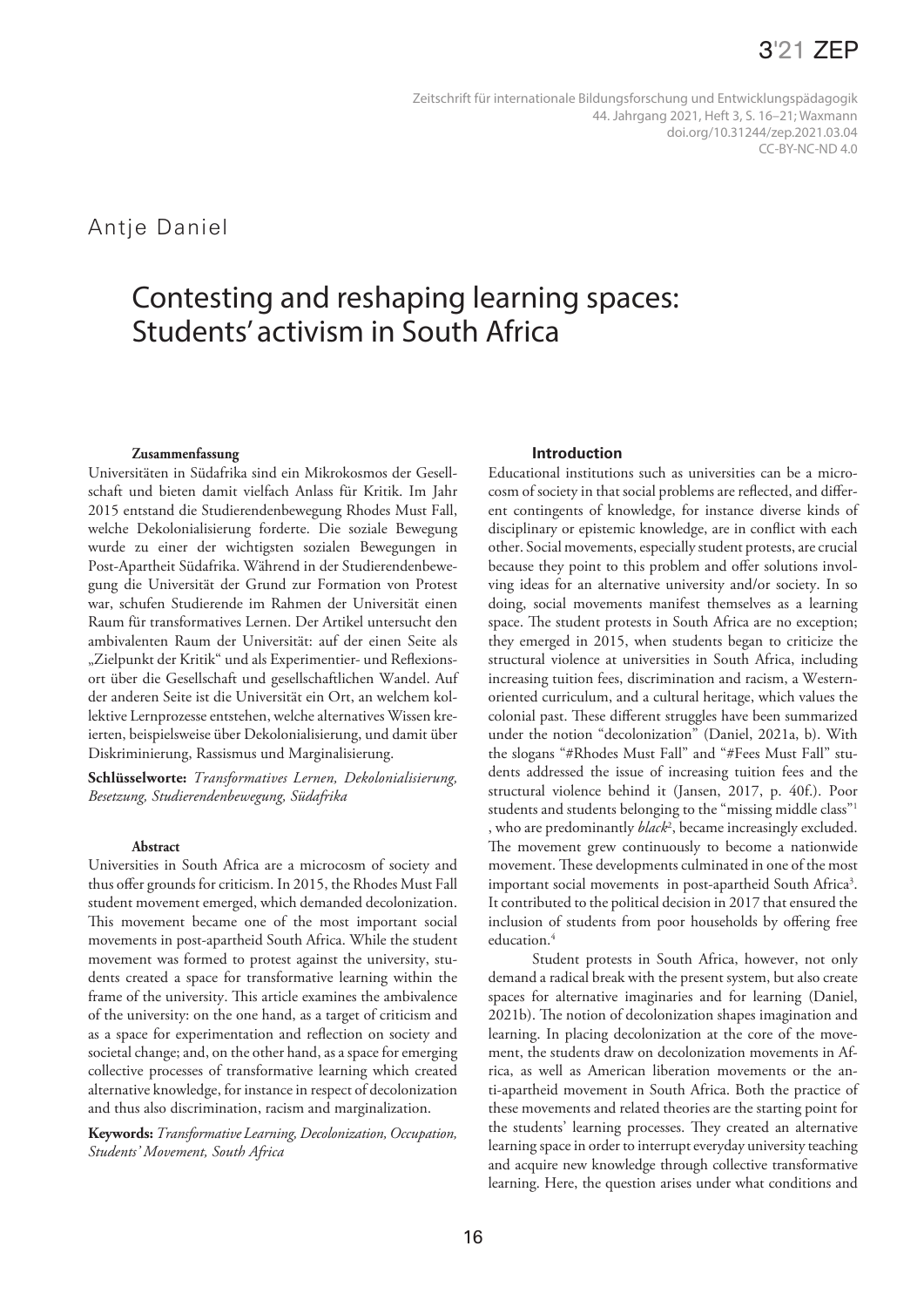Antje Daniel

# Contesting and reshaping learning spaces: Students' activism in South Africa

**Zusammenfassung**

Universitäten in Südafrika sind ein Mikrokosmos der Gesellschaft und bieten damit vielfach Anlass für Kritik. Im Jahr 2015 entstand die Studierendenbewegung Rhodes Must Fall, welche Dekolonialisierung forderte. Die soziale Bewegung wurde zu einer der wichtigsten sozialen Bewegungen in Post-Apartheid Südafrika. Während in der Studierendenbewegung die Universität der Grund zur Formation von Protest war, schufen Studierende im Rahmen der Universität einen Raum für transformatives Lernen. Der Artikel untersucht den ambivalenten Raum der Universität: auf der einen Seite als „Zielpunkt der Kritik" und als Experimentier- und Reflexionsort über die Gesellschaft und gesellschaftlichen Wandel. Auf der anderen Seite ist die Universität ein Ort, an welchem kollektive Lernprozesse entstehen, welche alternatives Wissen kreierten, beispielsweise über Dekolonialisierung, und damit über Diskriminierung, Rassismus und Marginalisierung.

**Schlüsselworte:** *Transformatives Lernen, Dekolonialisierung, Besetzung, Studierendenbewegung, Südafrika*

**Abstract**

Universities in South Africa are a microcosm of society and thus offer grounds for criticism. In 2015, the Rhodes Must Fall student movement emerged, which demanded decolonization. This movement became one of the most important social movements in post-apartheid South Africa. While the student movement was formed to protest against the university, students created a space for transformative learning within the frame of the university. This article examines the ambivalence of the university: on the one hand, as a target of criticism and as a space for experimentation and reflection on society and societal change; and, on the other hand, as a space for emerging collective processes of transformative learning which created alternative knowledge, for instance in respect of decolonization and thus also discrimination, racism and marginalization.

**Keywords:** *Transformative Learning, Decolonization, Occupation, Students' Movement, South Africa*

## Introduction

Educational institutions such as universities can be a microcosm of society in that social problems are reflected, and different contingents of knowledge, for instance diverse kinds of disciplinary or epistemic knowledge, are in conflict with each other. Social movements, especially student protests, are crucial because they point to this problem and offer solutions involving ideas for an alternative university and/or society. In so doing, social movements manifest themselves as a learning space. The student protests in South Africa are no exception; they emerged in 2015, when students began to criticize the structural violence at universities in South Africa, including increasing tuition fees, discrimination and racism, a Western-oriented curriculum, and a cultural heritage, which values the colonial past. These different struggles have been summarized under the notion "decolonization" (Daniel, 2021a, b). With the slogans "#Rhodes Must Fall" and "#Fees Must Fall" students addressed the issue of increasing tuition fees and the structural violence behind it (Jansen, 2017, p. 40f.). Poor students and students belonging to the "missing middle class"[1], who are predominantly *black*[2], became increasingly excluded. The movement grew continuously to become a nationwide movement. These developments culminated in one of the most important social movements in post-apartheid South Africa[3]. It contributed to the political decision in 2017 that ensured the inclusion of students from poor households by offering free education.[4]

Student protests in South Africa, however, not only demand a radical break with the present system, but also create spaces for alternative imaginaries and for learning (Daniel, 2021b). The notion of decolonization shapes imagination and learning. In placing decolonization at the core of the movement, the students draw on decolonization movements in Africa, as well as American liberation movements or the anti-apartheid movement in South Africa. Both the practice of these movements and related theories are the starting point for the students' learning processes. They created an alternative learning space in order to interrupt everyday university teaching and acquire new knowledge through collective transformative learning. Here, the question arises under what conditions and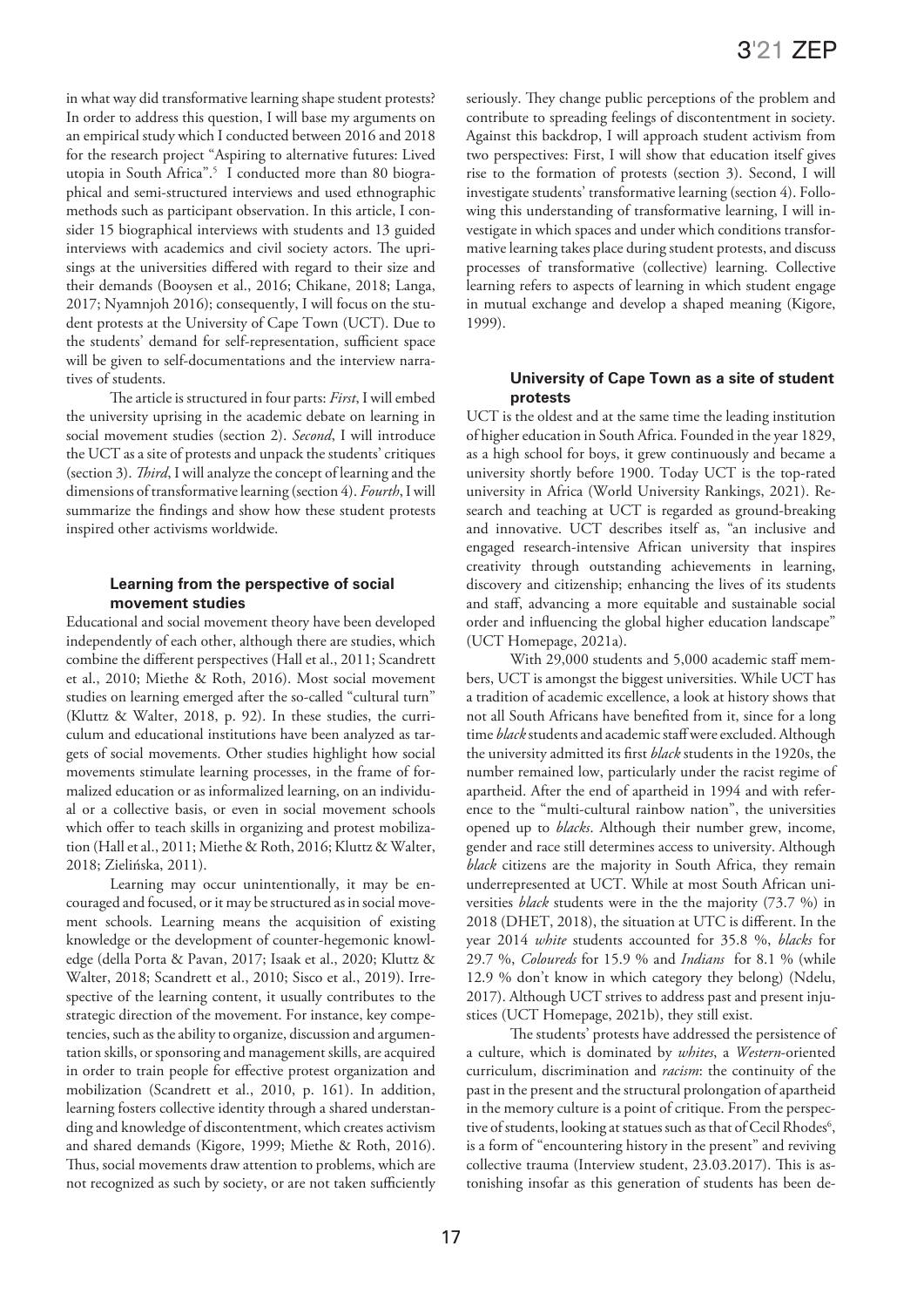in what way did transformative learning shape student protests? In order to address this question, I will base my arguments on an empirical study which I conducted between 2016 and 2018 for the research project "Aspiring to alternative futures: Lived utopia in South Africa".[5] I conducted more than 80 biographical and semi-structured interviews and used ethnographic methods such as participant observation. In this article, I consider 15 biographical interviews with students and 13 guided interviews with academics and civil society actors. The uprisings at the universities differed with regard to their size and their demands (Booysen et al., 2016; Chikane, 2018; Langa, 2017; Nyamnjoh 2016); consequently, I will focus on the student protests at the University of Cape Town (UCT). Due to the students' demand for self-representation, sufficient space will be given to self-documentations and the interview narratives of students.

The article is structured in four parts: *First*, I will embed the university uprising in the academic debate on learning in social movement studies (section 2). *Second*, I will introduce the UCT as a site of protests and unpack the students' critiques (section 3). *Third*, I will analyze the concept of learning and the dimensions of transformative learning (section 4). *Fourth*, I will summarize the findings and show how these student protests inspired other activisms worldwide.

### Learning from the perspective of social movement studies

Educational and social movement theory have been developed independently of each other, although there are studies, which combine the different perspectives (Hall et al., 2011; Scandrett et al., 2010; Miethe & Roth, 2016). Most social movement studies on learning emerged after the so-called "cultural turn" (Kluttz & Walter, 2018, p. 92). In these studies, the curriculum and educational institutions have been analyzed as targets of social movements. Other studies highlight how social movements stimulate learning processes, in the frame of formalized education or as informalized learning, on an individual or a collective basis, or even in social movement schools which offer to teach skills in organizing and protest mobilization (Hall et al., 2011; Miethe & Roth, 2016; Kluttz & Walter, 2018; Zielińska, 2011).

Learning may occur unintentionally, it may be encouraged and focused, or it may be structured as in social movement schools. Learning means the acquisition of existing knowledge or the development of counter-hegemonic knowledge (della Porta & Pavan, 2017; Isaak et al., 2020; Kluttz & Walter, 2018; Scandrett et al., 2010; Sisco et al., 2019). Irrespective of the learning content, it usually contributes to the strategic direction of the movement. For instance, key competencies, such as the ability to organize, discussion and argumentation skills, or sponsoring and management skills, are acquired in order to train people for effective protest organization and mobilization (Scandrett et al., 2010, p. 161). In addition, learning fosters collective identity through a shared understanding and knowledge of discontentment, which creates activism and shared demands (Kigore, 1999; Miethe & Roth, 2016). Thus, social movements draw attention to problems, which are not recognized as such by society, or are not taken sufficiently seriously. They change public perceptions of the problem and contribute to spreading feelings of discontentment in society. Against this backdrop, I will approach student activism from two perspectives: First, I will show that education itself gives rise to the formation of protests (section 3). Second, I will investigate students' transformative learning (section 4). Following this understanding of transformative learning, I will investigate in which spaces and under which conditions transformative learning takes place during student protests, and discuss processes of transformative (collective) learning. Collective learning refers to aspects of learning in which student engage in mutual exchange and develop a shaped meaning (Kigore, 1999).

### University of Cape Town as a site of student protests

UCT is the oldest and at the same time the leading institution of higher education in South Africa. Founded in the year 1829, as a high school for boys, it grew continuously and became a university shortly before 1900. Today UCT is the top-rated university in Africa (World University Rankings, 2021). Research and teaching at UCT is regarded as ground-breaking and innovative. UCT describes itself as, "an inclusive and engaged research-intensive African university that inspires creativity through outstanding achievements in learning, discovery and citizenship; enhancing the lives of its students and staff, advancing a more equitable and sustainable social order and influencing the global higher education landscape" (UCT Homepage, 2021a).

With 29,000 students and 5,000 academic staff members, UCT is amongst the biggest universities. While UCT has a tradition of academic excellence, a look at history shows that not all South Africans have benefited from it, since for a long time *black* students and academic staff were excluded. Although the university admitted its first *black* students in the 1920s, the number remained low, particularly under the racist regime of apartheid. After the end of apartheid in 1994 and with reference to the "multi-cultural rainbow nation", the universities opened up to *blacks*. Although their number grew, income, gender and race still determines access to university. Although *black* citizens are the majority in South Africa, they remain underrepresented at UCT. While at most South African universities *black* students were in the the majority (73.7 %) in 2018 (DHET, 2018), the situation at UTC is different. In the year 2014 *white* students accounted for 35.8 %, *blacks* for 29.7 %, *Coloureds* for 15.9 % and *Indians* for 8.1 % (while 12.9 % don't know in which category they belong) (Ndelu, 2017). Although UCT strives to address past and present injustices (UCT Homepage, 2021b), they still exist.

The students' protests have addressed the persistence of a culture, which is dominated by *whites*, a *Western*-oriented curriculum, discrimination and *racism*: the continuity of the past in the present and the structural prolongation of apartheid in the memory culture is a point of critique. From the perspective of students, looking at statues such as that of Cecil Rhodes[6], is a form of "encountering history in the present" and reviving collective trauma (Interview student, 23.03.2017). This is astonishing insofar as this generation of students has been de-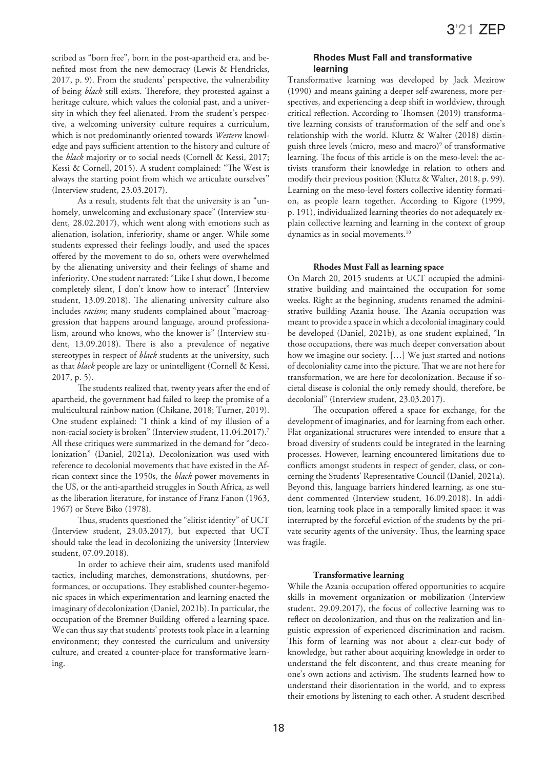scribed as "born free", born in the post-apartheid era, and benefited most from the new democracy (Lewis & Hendricks, 2017, p. 9). From the students' perspective, the vulnerability of being *black* still exists. Therefore, they protested against a heritage culture, which values the colonial past, and a university in which they feel alienated. From the student's perspective, a welcoming university culture requires a curriculum, which is not predominantly oriented towards *Western* knowledge and pays sufficient attention to the history and culture of the *black* majority or to social needs (Cornell & Kessi, 2017; Kessi & Cornell, 2015). A student complained: "The West is always the starting point from which we articulate ourselves" (Interview student, 23.03.2017).

As a result, students felt that the university is an "unhomely, unwelcoming and exclusionary space" (Interview student, 28.02.2017), which went along with emotions such as alienation, isolation, inferiority, shame or anger. While some students expressed their feelings loudly, and used the spaces offered by the movement to do so, others were overwhelmed by the alienating university and their feelings of shame and inferiority. One student narrated: "Like I shut down, I become completely silent, I don't know how to interact" (Interview student, 13.09.2018). The alienating university culture also includes *racism*; many students complained about "macroaggression that happens around language, around professionalism, around who knows, who the knower is" (Interview student, 13.09.2018). There is also a prevalence of negative stereotypes in respect of *black* students at the university, such as that *black* people are lazy or unintelligent (Cornell & Kessi, 2017, p. 5).

The students realized that, twenty years after the end of apartheid, the government had failed to keep the promise of a multicultural rainbow nation (Chikane, 2018; Turner, 2019). One student explained: "I think a kind of my illusion of a non-racial society is broken" (Interview student, 11.04.2017).[7] All these critiques were summarized in the demand for "decolonization" (Daniel, 2021a). Decolonization was used with reference to decolonial movements that have existed in the African context since the 1950s, the *black* power movements in the US, or the anti-apartheid struggles in South Africa, as well as the liberation literature, for instance of Franz Fanon (1963, 1967) or Steve Biko (1978).

Thus, students questioned the "elitist identity" of UCT (Interview student, 23.03.2017), but expected that UCT should take the lead in decolonizing the university (Interview student, 07.09.2018).

In order to achieve their aim, students used manifold tactics, including marches, demonstrations, shutdowns, performances, or occupations. They established counter-hegemonic spaces in which experimentation and learning enacted the imaginary of decolonization (Daniel, 2021b). In particular, the occupation of the Bremner Building offered a learning space. We can thus say that students' protests took place in a learning environment; they contested the curriculum and university culture, and created a counter-place for transformative learning.

## Rhodes Must Fall and transformative learning

Transformative learning was developed by Jack Mezirow (1990) and means gaining a deeper self-awareness, more perspectives, and experiencing a deep shift in worldview, through critical reflection. According to Thomsen (2019) transformative learning consists of transformation of the self and one's relationship with the world. Kluttz & Walter (2018) distinguish three levels (micro, meso and macro)[9] of transformative learning. The focus of this article is on the meso-level: the activists transform their knowledge in relation to others and modify their previous position (Kluttz & Walter, 2018, p. 99). Learning on the meso-level fosters collective identity formation, as people learn together. According to Kigore (1999, p. 191), individualized learning theories do not adequately explain collective learning and learning in the context of group dynamics as in social movements.[10]

### Rhodes Must Fall as learning space

On March 20, 2015 students at UCT occupied the administrative building and maintained the occupation for some weeks. Right at the beginning, students renamed the administrative building Azania house. The Azania occupation was meant to provide a space in which a decolonial imaginary could be developed (Daniel, 2021b), as one student explained, "In those occupations, there was much deeper conversation about how we imagine our society. […] We just started and notions of decoloniality came into the picture. That we are not here for transformation, we are here for decolonization. Because if societal disease is colonial the only remedy should, therefore, be decolonial" (Interview student, 23.03.2017).

The occupation offered a space for exchange, for the development of imaginaries, and for learning from each other. Flat organizational structures were intended to ensure that a broad diversity of students could be integrated in the learning processes. However, learning encountered limitations due to conflicts amongst students in respect of gender, class, or concerning the Students' Representative Council (Daniel, 2021a). Beyond this, language barriers hindered learning, as one student commented (Interview student, 16.09.2018). In addition, learning took place in a temporally limited space: it was interrupted by the forceful eviction of the students by the private security agents of the university. Thus, the learning space was fragile.

### Transformative learning

While the Azania occupation offered opportunities to acquire skills in movement organization or mobilization (Interview student, 29.09.2017), the focus of collective learning was to reflect on decolonization, and thus on the realization and linguistic expression of experienced discrimination and racism. This form of learning was not about a clear-cut body of knowledge, but rather about acquiring knowledge in order to understand the felt discontent, and thus create meaning for one's own actions and activism. The students learned how to understand their disorientation in the world, and to express their emotions by listening to each other. A student described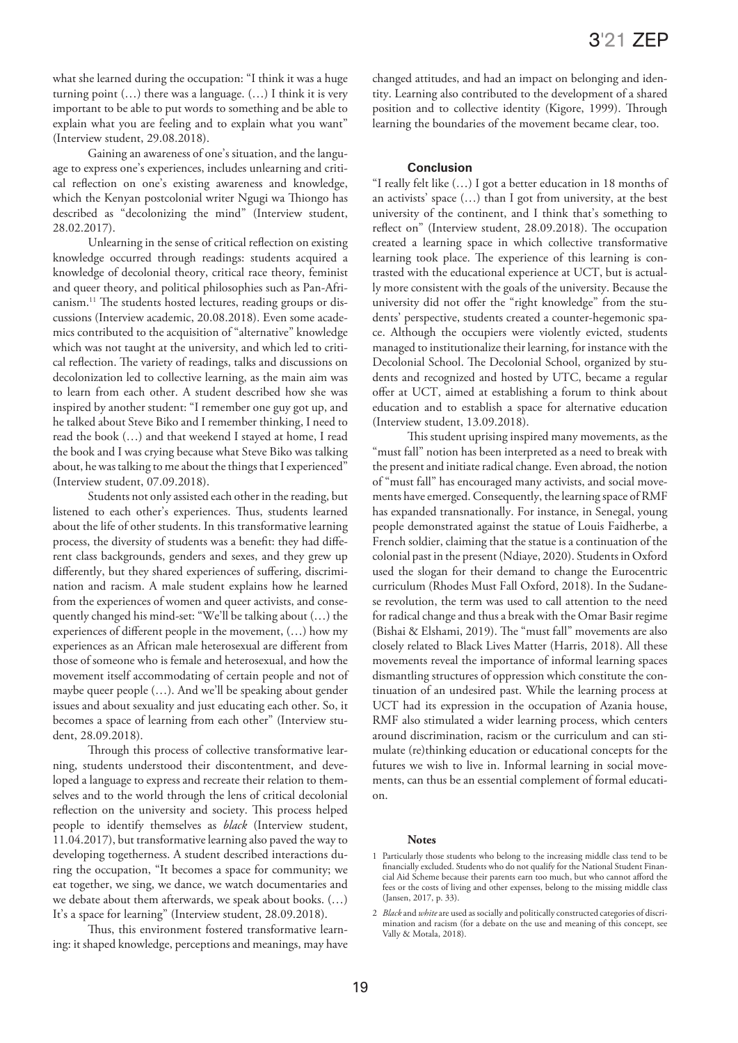what she learned during the occupation: "I think it was a huge turning point (…) there was a language. (…) I think it is very important to be able to put words to something and be able to explain what you are feeling and to explain what you want" (Interview student, 29.08.2018).

Gaining an awareness of one's situation, and the language to express one's experiences, includes unlearning and critical reflection on one's existing awareness and knowledge, which the Kenyan postcolonial writer Ngugi wa Thiongo has described as "decolonizing the mind" (Interview student, 28.02.2017).

Unlearning in the sense of critical reflection on existing knowledge occurred through readings: students acquired a knowledge of decolonial theory, critical race theory, feminist and queer theory, and political philosophies such as Pan-Africanism.[11] The students hosted lectures, reading groups or discussions (Interview academic, 20.08.2018). Even some academics contributed to the acquisition of "alternative" knowledge which was not taught at the university, and which led to critical reflection. The variety of readings, talks and discussions on decolonization led to collective learning, as the main aim was to learn from each other. A student described how she was inspired by another student: "I remember one guy got up, and he talked about Steve Biko and I remember thinking, I need to read the book (…) and that weekend I stayed at home, I read the book and I was crying because what Steve Biko was talking about, he was talking to me about the things that I experienced" (Interview student, 07.09.2018).

Students not only assisted each other in the reading, but listened to each other's experiences. Thus, students learned about the life of other students. In this transformative learning process, the diversity of students was a benefit: they had different class backgrounds, genders and sexes, and they grew up differently, but they shared experiences of suffering, discrimination and racism. A male student explains how he learned from the experiences of women and queer activists, and consequently changed his mind-set: "We'll be talking about (…) the experiences of different people in the movement, (…) how my experiences as an African male heterosexual are different from those of someone who is female and heterosexual, and how the movement itself accommodating of certain people and not of maybe queer people (…). And we'll be speaking about gender issues and about sexuality and just educating each other. So, it becomes a space of learning from each other" (Interview student, 28.09.2018).

Through this process of collective transformative learning, students understood their discontentment, and developed a language to express and recreate their relation to themselves and to the world through the lens of critical decolonial reflection on the university and society. This process helped people to identify themselves as *black* (Interview student, 11.04.2017), but transformative learning also paved the way to developing togetherness. A student described interactions during the occupation, "It becomes a space for community; we eat together, we sing, we dance, we watch documentaries and we debate about them afterwards, we speak about books. (…) It's a space for learning" (Interview student, 28.09.2018).

Thus, this environment fostered transformative learning: it shaped knowledge, perceptions and meanings, may have changed attitudes, and had an impact on belonging and identity. Learning also contributed to the development of a shared position and to collective identity (Kigore, 1999). Through learning the boundaries of the movement became clear, too.

## Conclusion

"I really felt like (…) I got a better education in 18 months of an activists' space (…) than I got from university, at the best university of the continent, and I think that's something to reflect on" (Interview student, 28.09.2018). The occupation created a learning space in which collective transformative learning took place. The experience of this learning is contrasted with the educational experience at UCT, but is actually more consistent with the goals of the university. Because the university did not offer the "right knowledge" from the students' perspective, students created a counter-hegemonic space. Although the occupiers were violently evicted, students managed to institutionalize their learning, for instance with the Decolonial School. The Decolonial School, organized by students and recognized and hosted by UTC, became a regular offer at UCT, aimed at establishing a forum to think about education and to establish a space for alternative education (Interview student, 13.09.2018).

This student uprising inspired many movements, as the "must fall" notion has been interpreted as a need to break with the present and initiate radical change. Even abroad, the notion of "must fall" has encouraged many activists, and social movements have emerged. Consequently, the learning space of RMF has expanded transnationally. For instance, in Senegal, young people demonstrated against the statue of Louis Faidherbe, a French soldier, claiming that the statue is a continuation of the colonial past in the present (Ndiaye, 2020). Students in Oxford used the slogan for their demand to change the Eurocentric curriculum (Rhodes Must Fall Oxford, 2018). In the Sudanese revolution, the term was used to call attention to the need for radical change and thus a break with the Omar Basir regime (Bishai & Elshami, 2019). The "must fall" movements are also closely related to Black Lives Matter (Harris, 2018). All these movements reveal the importance of informal learning spaces dismantling structures of oppression which constitute the continuation of an undesired past. While the learning process at UCT had its expression in the occupation of Azania house, RMF also stimulated a wider learning process, which centers around discrimination, racism or the curriculum and can stimulate (re)thinking education or educational concepts for the futures we wish to live in. Informal learning in social movements, can thus be an essential complement of formal education.

### Notes

1 Particularly those students who belong to the increasing middle class tend to be financially excluded. Students who do not qualify for the National Student Financial Aid Scheme because their parents earn too much, but who cannot afford the fees or the costs of living and other expenses, belong to the missing middle class (Jansen, 2017, p. 33).

2 *Black* and *white* are used as socially and politically constructed categories of discrimination and racism (for a debate on the use and meaning of this concept, see Vally & Motala, 2018).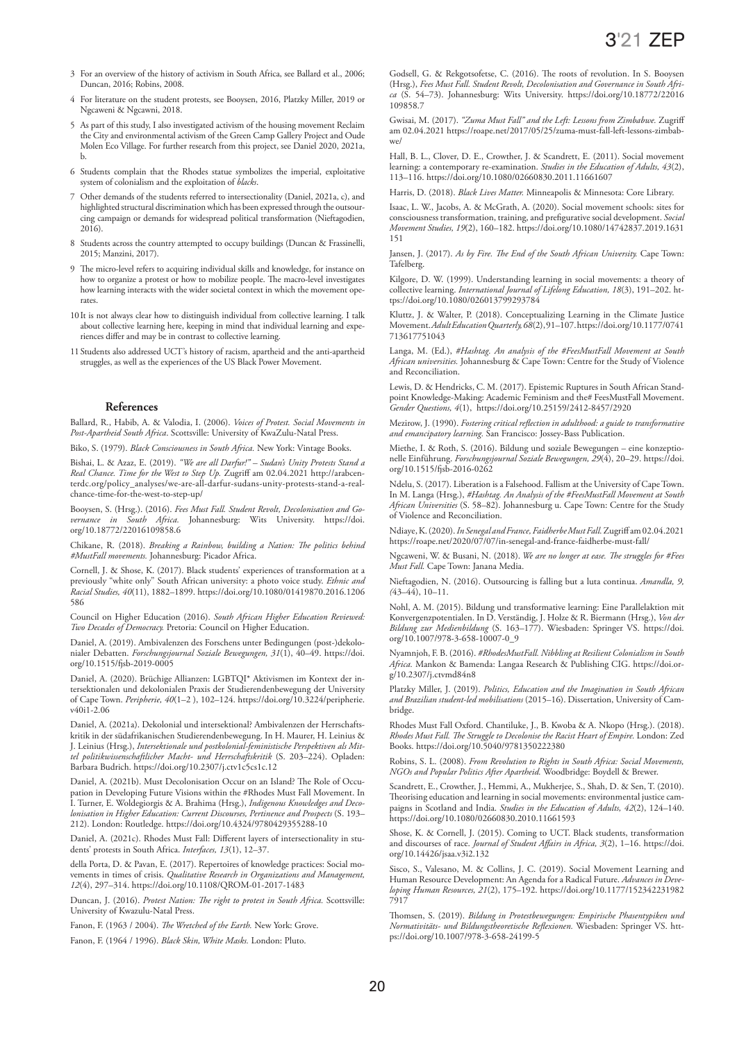3 For an overview of the history of activism in South Africa, see Ballard et al., 2006; Duncan, 2016; Robins, 2008.

4 For literature on the student protests, see Booysen, 2016, Platzky Miller, 2019 or Ngcaweni & Ngcawni, 2018.

5 As part of this study, I also investigated activism of the housing movement Reclaim the City and environmental activism of the Green Camp Gallery Project and Oude Molen Eco Village. For further research from this project, see Daniel 2020, 2021a, b.

6 Students complain that the Rhodes statue symbolizes the imperial, exploitative system of colonialism and the exploitation of *blacks*.

7 Other demands of the students referred to intersectionality (Daniel, 2021a, c), and highlighted structural discrimination which has been expressed through the outsourcing campaign or demands for widespread political transformation (Nieftagodien, 2016).

8 Students across the country attempted to occupy buildings (Duncan & Frassinelli, 2015; Manzini, 2017).

9 The micro-level refers to acquiring individual skills and knowledge, for instance on how to organize a protest or how to mobilize people. The macro-level investigates how learning interacts with the wider societal context in which the movement operates.

10 It is not always clear how to distinguish individual from collective learning. I talk about collective learning here, keeping in mind that individual learning and experiences differ and may be in contrast to collective learning.

11 Students also addressed UCT's history of racism, apartheid and the anti-apartheid struggles, as well as the experiences of the US Black Power Movement.

## References

Ballard, R., Habib, A. & Valodia, I. (2006). *Voices of Protest. Social Movements in Post-Apartheid South Africa*. Scottsville: University of KwaZulu-Natal Press.

Biko, S. (1979). *Black Consciousness in South Africa.* New York: Vintage Books.

Bishai, L. & Azaz, E. (2019). *"We are all Darfur!" – Sudan's Unity Protests Stand a Real Chance. Time for the West to Step Up.* Zugriff am 02.04.2021 http://arabcenterdc.org/policy_analyses/we-are-all-darfur-sudans-unity-protests-stand-a-real-chance-time-for-the-west-to-step-up/

Booysen, S. (Hrsg.). (2016). *Fees Must Fall. Student Revolt, Decolonisation and Governance in South Africa.* Johannesburg: Wits University. https://doi.org/10.18772/22016109858.6

Chikane, R. (2018). *Breaking a Rainbow, building a Nation: The politics behind #MustFall movements.* Johannesburg: Picador Africa.

Cornell, J. & Shose, K. (2017). Black students' experiences of transformation at a previously "white only" South African university: a photo voice study. *Ethnic and Racial Studies, 40*(11), 1882–1899. https://doi.org/10.1080/01419870.2016.1206586

Council on Higher Education (2016). *South African Higher Education Reviewed: Two Decades of Democracy.* Pretoria: Council on Higher Education.

Daniel, A. (2019). Ambivalenzen des Forschens unter Bedingungen (post-)dekolonialer Debatten. *Forschungsjournal Soziale Bewegungen, 31*(1), 40–49. https://doi.org/10.1515/fjsb-2019-0005

Daniel, A. (2020). Brüchige Allianzen: LGBTQI* Aktivismen im Kontext der intersektionalen und dekolonialen Praxis der Studierendenbewegung der University of Cape Town. *Peripherie, 40*(1–2 ), 102–124. https://doi.org/10.3224/peripherie.v40i1-2.06

Daniel, A. (2021a). Dekolonial und intersektional? Ambivalenzen der Herrschaftskritik in der südafrikanischen Studierendenbewegung. In H. Maurer, H. Leinius & J. Leinius (Hrsg.), *Intersektionale und postkolonial-feministische Perspektiven als Mittel politikwissenschaftlicher Macht- und Herrschaftskritik* (S. 203–224). Opladen: Barbara Budrich. https://doi.org/10.2307/j.ctv1c5cs1c.12

Daniel, A. (2021b). Must Decolonisation Occur on an Island? The Role of Occupation in Developing Future Visions within the #Rhodes Must Fall Movement. In I. Turner, E. Woldegiorgis & A. Brahima (Hrsg.), *Indigenous Knowledges and Decolonisation in Higher Education: Current Discourses, Pertinence and Prospects* (S. 193–212). London: Routledge. https://doi.org/10.4324/9780429355288-10

Daniel, A. (2021c). Rhodes Must Fall: Different layers of intersectionality in students' protests in South Africa. *Interfaces, 13*(1), 12–37.

della Porta, D. & Pavan, E. (2017). Repertoires of knowledge practices: Social movements in times of crisis. *Qualitative Research in Organizations and Management, 12*(4), 297–314. https://doi.org/10.1108/QROM-01-2017-1483

Duncan, J. (2016). *Protest Nation: The right to protest in South Africa.* Scottsville: University of Kwazulu-Natal Press.

Fanon, F. (1963 / 2004). *The Wretched of the Earth.* New York: Grove.

Fanon, F. (1964 / 1996). *Black Skin, White Masks.* London: Pluto.

Godsell, G. & Rekgotsofetse, C. (2016). The roots of revolution. In S. Booysen (Hrsg.), *Fees Must Fall. Student Revolt, Decolonisation and Governance in South Africa* (S. 54–73). Johannesburg: Wits University. https://doi.org/10.18772/22016109858.7

Gwisai, M. (2017). *"Zuma Must Fall" and the Left: Lessons from Zimbabwe.* Zugriff am 02.04.2021 https://roape.net/2017/05/25/zuma-must-fall-left-lessons-zimbabwe/

Hall, B. L., Clover, D. E., Crowther, J. & Scandrett, E. (2011). Social movement learning: a contemporary re-examination. *Studies in the Education of Adults, 43*(2), 113–116. https://doi.org/10.1080/02660830.2011.11661607

Harris, D. (2018). *Black Lives Matter.* Minneapolis & Minnesota: Core Library.

Isaac, L. W., Jacobs, A. & McGrath, A. (2020). Social movement schools: sites for consciousness transformation, training, and prefigurative social development. *Social Movement Studies, 19*(2), 160–182. https://doi.org/10.1080/14742837.2019.1631151

Jansen, J. (2017). *As by Fire. The End of the South African University.* Cape Town: Tafelberg.

Kilgore, D. W. (1999). Understanding learning in social movements: a theory of collective learning. *International Journal of Lifelong Education, 18*(3), 191–202. https://doi.org/10.1080/026013799293784

Kluttz, J. & Walter, P. (2018). Conceptualizing Learning in the Climate Justice Movement. *Adult Education Quarterly, 68*(2), 91–107. https://doi.org/10.1177/0741713617751043

Langa, M. (Ed.), *#Hashtag. An analysis of the #FeesMustFall Movement at South African universities.* Johannesburg & Cape Town: Centre for the Study of Violence and Reconciliation.

Lewis, D. & Hendricks, C. M. (2017). Epistemic Ruptures in South African Standpoint Knowledge-Making: Academic Feminism and the# FeesMustFall Movement. *Gender Questions, 4*(1), https://doi.org/10.25159/2412-8457/2920

Mezirow, J. (1990). *Fostering critical reflection in adulthood: a guide to transformative and emancipatory learning.* San Francisco: Jossey-Bass Publication.

Miethe, I. & Roth, S. (2016). Bildung und soziale Bewegungen – eine konzeptionelle Einführung. *Forschungsjournal Soziale Bewegungen, 29*(4), 20–29. https://doi.org/10.1515/fjsb-2016-0262

Ndelu, S. (2017). Liberation is a Falsehood. Fallism at the University of Cape Town. In M. Langa (Hrsg.), *#Hashtag. An Analysis of the #FeesMustFall Movement at South African Universities* (S. 58–82). Johannesburg u. Cape Town: Centre for the Study of Violence and Reconciliation.

Ndiaye, K. (2020). *In Senegal and France, Faidherbe Must Fall.* Zugriff am 02.04.2021 https://roape.net/2020/07/07/in-senegal-and-france-faidherbe-must-fall/

Ngcaweni, W. & Busani, N. (2018). *We are no longer at ease. The struggles for #Fees Must Fall.* Cape Town: Janana Media.

Nieftagodien, N. (2016). Outsourcing is falling but a luta continua. *Amandla, 9, (*43–44), 10–11.

Nohl, A. M. (2015). Bildung und transformative learning: Eine Parallelaktion mit Konvergenzpotentialen. In D. Verständig, J. Holze & R. Biermann (Hrsg.), *Von der Bildung zur Medienbildung* (S. 163–177). Wiesbaden: Springer VS. https://doi.org/10.1007/978-3-658-10007-0_9

Nyamnjoh, F. B. (2016). *#RhodesMustFall. Nibbling at Resilient Colonialism in South Africa.* Mankon & Bamenda: Langaa Research & Publishing CIG. https://doi.org/10.2307/j.ctvmd84n8

Platzky Miller, J. (2019). *Politics, Education and the Imagination in South African and Brazilian student-led mobilisations* (2015–16). Dissertation, University of Cambridge.

Rhodes Must Fall Oxford. Chantiluke, J., B. Kwoba & A. Nkopo (Hrsg.). (2018). *Rhodes Must Fall. The Struggle to Decolonise the Racist Heart of Empire.* London: Zed Books. https://doi.org/10.5040/9781350222380

Robins, S. L. (2008). *From Revolution to Rights in South Africa: Social Movements, NGOs and Popular Politics After Apartheid.* Woodbridge: Boydell & Brewer.

Scandrett, E., Crowther, J., Hemmi, A., Mukherjee, S., Shah, D. & Sen, T. (2010). Theorising education and learning in social movements: environmental justice campaigns in Scotland and India. *Studies in the Education of Adults, 42*(2), 124–140. https://doi.org/10.1080/02660830.2010.11661593

Shose, K. & Cornell, J. (2015). Coming to UCT. Black students, transformation and discourses of race. *Journal of Student Affairs in Africa, 3*(2), 1–16. https://doi.org/10.14426/jsaa.v3i2.132

Sisco, S., Valesano, M. & Collins, J. C. (2019). Social Movement Learning and Human Resource Development: An Agenda for a Radical Future. *Advances in Developing Human Resources, 21*(2), 175–192. https://doi.org/10.1177/1523422319827917

Thomsen, S. (2019). *Bildung in Protestbewegungen: Empirische Phasentypiken und Normativitäts- und Bildungstheoretische Reflexionen.* Wiesbaden: Springer VS. https://doi.org/10.1007/978-3-658-24199-5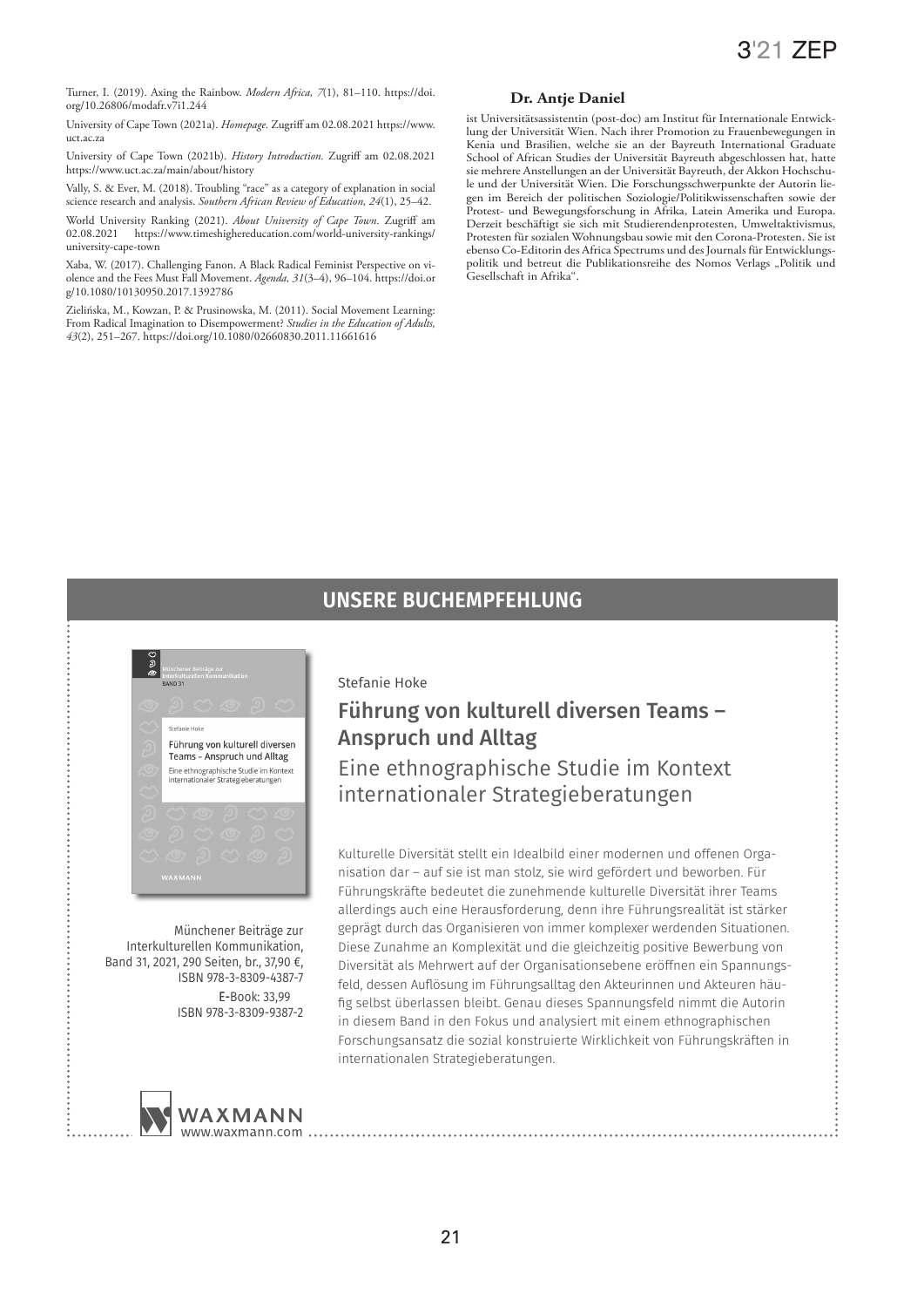Turner, I. (2019). Axing the Rainbow. *Modern Africa, 7*(1), 81–110. https://doi.org/10.26806/modafr.v7i1.244

University of Cape Town (2021a). *Homepage.* Zugriff am 02.08.2021 https://www.uct.ac.za

University of Cape Town (2021b). *History Introduction.* Zugriff am 02.08.2021 https://www.uct.ac.za/main/about/history

Vally, S. & Ever, M. (2018). Troubling "race" as a category of explanation in social science research and analysis. *Southern African Review of Education, 24*(1), 25–42.

World University Ranking (2021). *About University of Cape Town.* Zugriff am 02.08.2021 https://www.timeshighereducation.com/world-university-rankings/university-cape-town

Xaba, W. (2017). Challenging Fanon. A Black Radical Feminist Perspective on violence and the Fees Must Fall Movement. *Agenda, 31*(3–4), 96–104. https://doi.org/10.1080/10130950.2017.1392786

Zielińska, M., Kowzan, P. & Prusinowska, M. (2011). Social Movement Learning: From Radical Imagination to Disempowerment? *Studies in the Education of Adults, 43*(2), 251–267. https://doi.org/10.1080/02660830.2011.11661616

**Dr. Antje Daniel**

ist Universitätsassistentin (post-doc) am Institut für Internationale Entwicklung der Universität Wien. Nach ihrer Promotion zu Frauenbewegungen in Kenia und Brasilien, welche sie an der Bayreuth International Graduate School of African Studies der Universität Bayreuth abgeschlossen hat, hatte sie mehrere Anstellungen an der Universität Bayreuth, der Akkon Hochschule und der Universität Wien. Die Forschungsschwerpunkte der Autorin liegen im Bereich der politischen Soziologie/Politikwissenschaften sowie der Protest- und Bewegungsforschung in Afrika, Latein Amerika und Europa. Derzeit beschäftigt sie sich mit Studierendenprotesten, Umweltaktivismus, Protesten für sozialen Wohnungsbau sowie mit den Corona-Protesten. Sie ist ebenso Co-Editorin des Africa Spectrums und des Journals für Entwicklungspolitik und betreut die Publikationsreihe des Nomos Verlags „Politik und Gesellschaft in Afrika".

## UNSERE BUCHEMPFEHLUNG

Stefanie Hoke

### Führung von kulturell diversen Teams – Anspruch und Alltag

Eine ethnographische Studie im Kontext internationaler Strategieberatungen

Kulturelle Diversität stellt ein Idealbild einer modernen und offenen Organisation dar – auf sie ist man stolz, sie wird gefördert und beworben. Für Führungskräfte bedeutet die zunehmende kulturelle Diversität ihrer Teams allerdings auch eine Herausforderung, denn ihre Führungsrealität ist stärker geprägt durch das Organisieren von immer komplexer werdenden Situationen. Diese Zunahme an Komplexität und die gleichzeitig positive Bewerbung von Diversität als Mehrwert auf der Organisationsebene eröffnen ein Spannungsfeld, dessen Auflösung im Führungsalltag den Akteurinnen und Akteuren häufig selbst überlassen bleibt. Genau dieses Spannungsfeld nimmt die Autorin in diesem Band in den Fokus und analysiert mit einem ethnographischen Forschungsansatz die sozial konstruierte Wirklichkeit von Führungskräften in internationalen Strategieberatungen.

Münchener Beiträge zur Interkulturellen Kommunikation, Band 31, 2021, 290 Seiten, br., 37,90 €, ISBN 978-3-8309-4387-7

E-Book: 33,99
ISBN 978-3-8309-9387-2

WAXMANN
www.waxmann.com